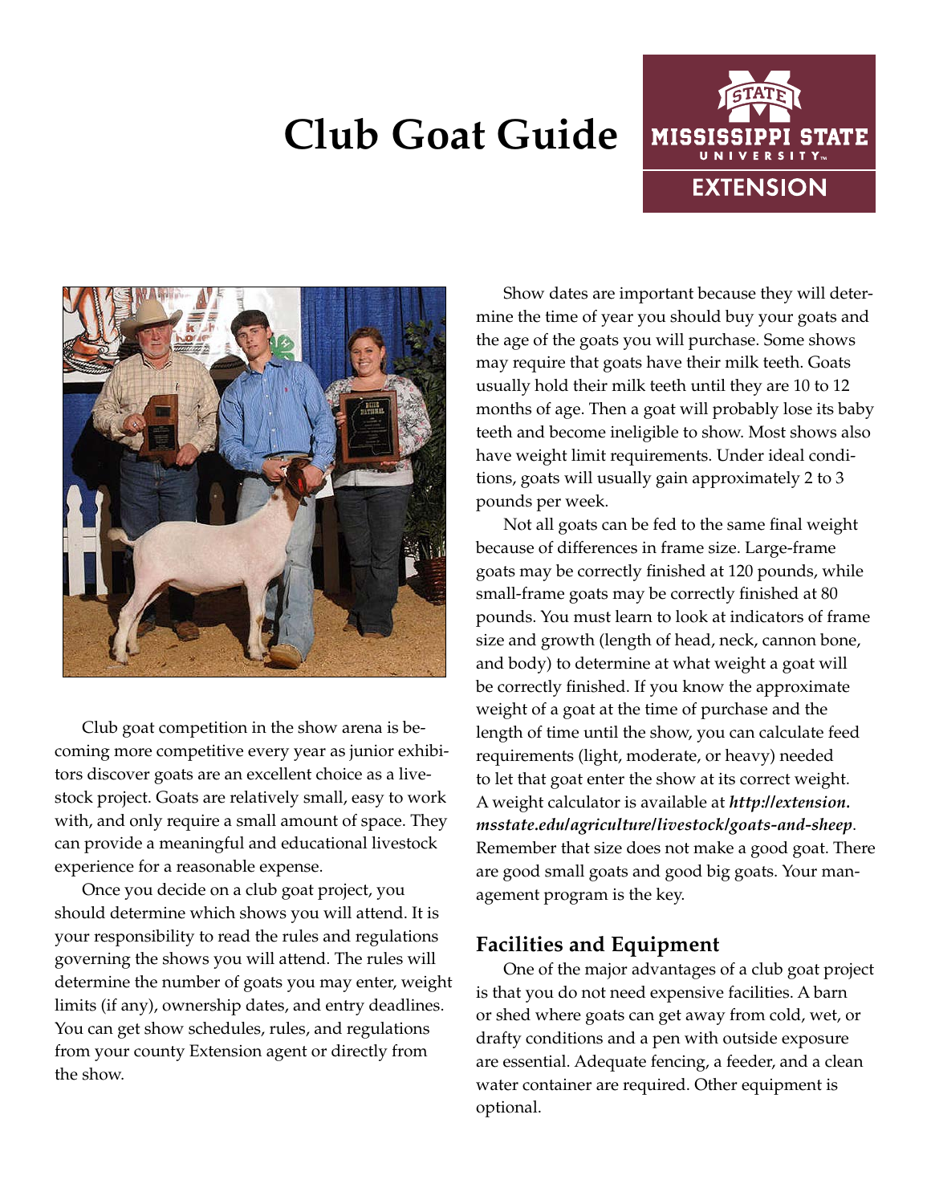# Club Goat Guide

Club goat competition in the show arena is becoming more competitive every year as junior exhibitors discover goats are an excellent choice as a livestock project. Goats are relatively small, easy to work with, and only require a small amount of space. They can provide a meaningful and educational livestock experience for a reasonable expense.

Once you decide on a club goat project, you should determine which shows you will attend. It is your responsibility to read the rules and regulations governing the shows you will attend. The rules will determine the number of goats you may enter, weight limits (if any), ownership dates, and entry deadlines. You can get show schedules, rules, and regulations from your county Extension agent or directly from the show.

Show dates are important because they will determine the time of year you should buy your goats and the age of the goats you will purchase. Some shows may require that goats have their milk teeth. Goats usually hold their milk teeth until they are 10 to 12 months of age. Then a goat will probably lose its baby teeth and become ineligible to show. Most shows also have weight limit requirements. Under ideal conditions, goats will usually gain approximately 2 to 3 pounds per week.

Not all goats can be fed to the same final weight because of differences in frame size. Large-frame goats may be correctly finished at 120 pounds, while small-frame goats may be correctly finished at 80 pounds. You must learn to look at indicators of frame size and growth (length of head, neck, cannon bone, and body) to determine at what weight a goat will be correctly finished. If you know the approximate weight of a goat at the time of purchase and the length of time until the show, you can calculate feed requirements (light, moderate, or heavy) needed to let that goat enter the show at its correct weight. A weight calculator is available at ***http://extension.msstate.edu/agriculture/livestock/goats-and-sheep***. Remember that size does not make a good goat. There are good small goats and good big goats. Your management program is the key.

## Facilities and Equipment

One of the major advantages of a club goat project is that you do not need expensive facilities. A barn or shed where goats can get away from cold, wet, or drafty conditions and a pen with outside exposure are essential. Adequate fencing, a feeder, and a clean water container are required. Other equipment is optional.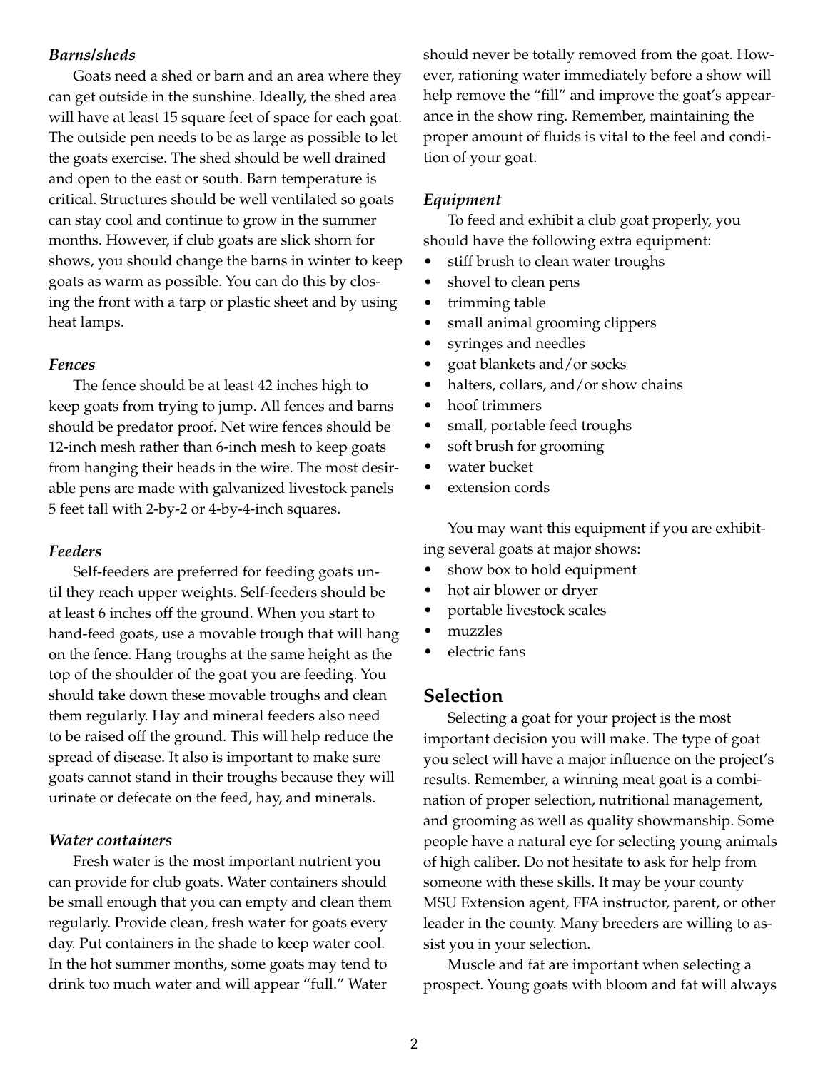#### *Barns/sheds*

Goats need a shed or barn and an area where they can get outside in the sunshine. Ideally, the shed area will have at least 15 square feet of space for each goat. The outside pen needs to be as large as possible to let the goats exercise. The shed should be well drained and open to the east or south. Barn temperature is critical. Structures should be well ventilated so goats can stay cool and continue to grow in the summer months. However, if club goats are slick shorn for shows, you should change the barns in winter to keep goats as warm as possible. You can do this by closing the front with a tarp or plastic sheet and by using heat lamps.

#### *Fences*

The fence should be at least 42 inches high to keep goats from trying to jump. All fences and barns should be predator proof. Net wire fences should be 12-inch mesh rather than 6-inch mesh to keep goats from hanging their heads in the wire. The most desirable pens are made with galvanized livestock panels 5 feet tall with 2-by-2 or 4-by-4-inch squares.

#### *Feeders*

Self-feeders are preferred for feeding goats until they reach upper weights. Self-feeders should be at least 6 inches off the ground. When you start to hand-feed goats, use a movable trough that will hang on the fence. Hang troughs at the same height as the top of the shoulder of the goat you are feeding. You should take down these movable troughs and clean them regularly. Hay and mineral feeders also need to be raised off the ground. This will help reduce the spread of disease. It also is important to make sure goats cannot stand in their troughs because they will urinate or defecate on the feed, hay, and minerals.

#### *Water containers*

Fresh water is the most important nutrient you can provide for club goats. Water containers should be small enough that you can empty and clean them regularly. Provide clean, fresh water for goats every day. Put containers in the shade to keep water cool. In the hot summer months, some goats may tend to drink too much water and will appear "full." Water should never be totally removed from the goat. However, rationing water immediately before a show will help remove the "fill" and improve the goat's appearance in the show ring. Remember, maintaining the proper amount of fluids is vital to the feel and condition of your goat.

#### *Equipment*

To feed and exhibit a club goat properly, you should have the following extra equipment:

- stiff brush to clean water troughs
- shovel to clean pens
- trimming table
- small animal grooming clippers
- syringes and needles
- goat blankets and/or socks
- halters, collars, and/or show chains
- hoof trimmers
- small, portable feed troughs
- soft brush for grooming
- water bucket
- extension cords

You may want this equipment if you are exhibiting several goats at major shows:

- show box to hold equipment
- hot air blower or dryer
- portable livestock scales
- muzzles
- electric fans

## Selection

Selecting a goat for your project is the most important decision you will make. The type of goat you select will have a major influence on the project's results. Remember, a winning meat goat is a combination of proper selection, nutritional management, and grooming as well as quality showmanship. Some people have a natural eye for selecting young animals of high caliber. Do not hesitate to ask for help from someone with these skills. It may be your county MSU Extension agent, FFA instructor, parent, or other leader in the county. Many breeders are willing to assist you in your selection.

Muscle and fat are important when selecting a prospect. Young goats with bloom and fat will always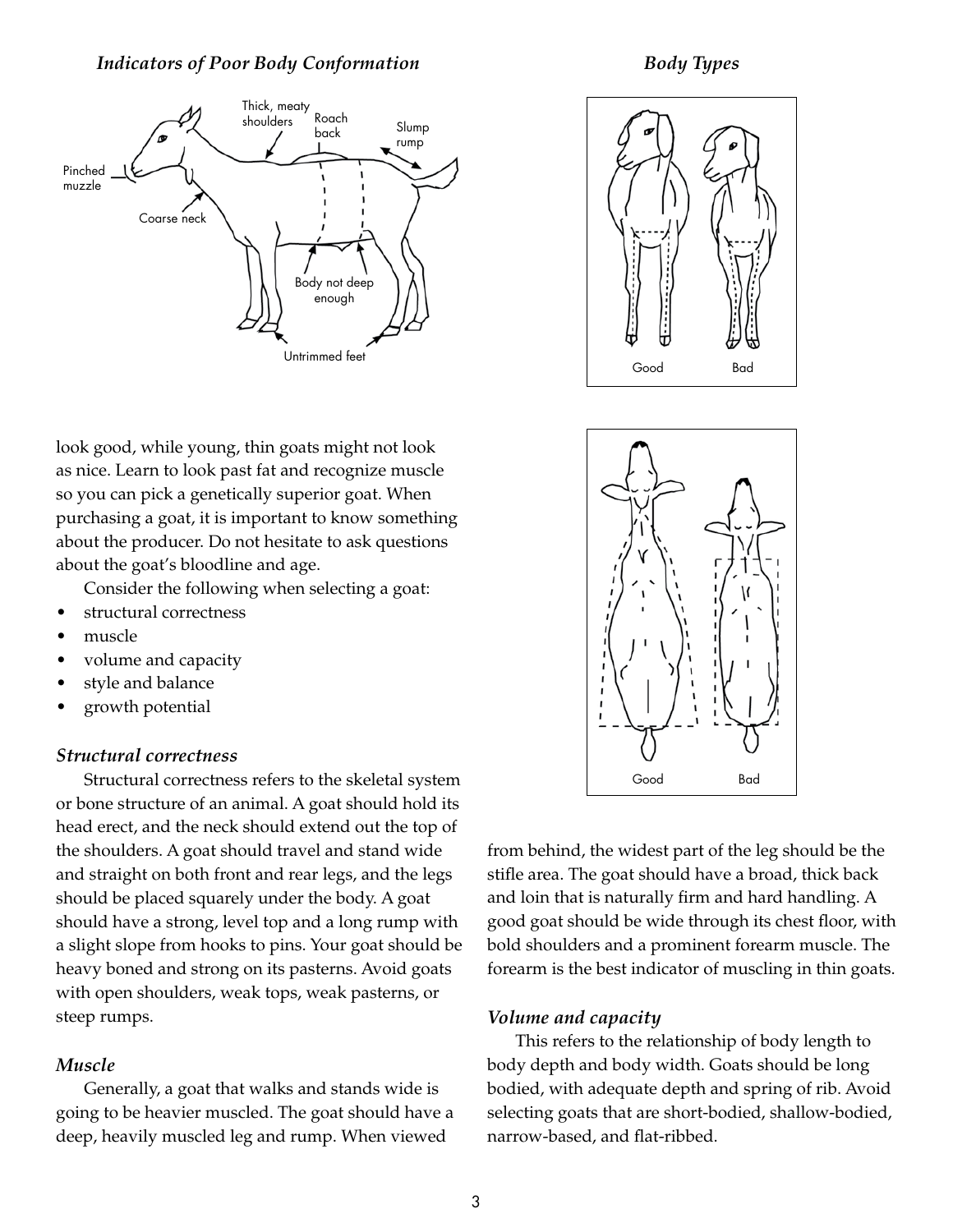*Indicators of Poor Body Conformation*

Thick, meaty shoulders

Roach back

Slump rump

Pinched muzzle

Coarse neck

Body not deep enough

Untrimmed feet

*Body Types*

Good Bad

Good Bad

look good, while young, thin goats might not look as nice. Learn to look past fat and recognize muscle so you can pick a genetically superior goat. When purchasing a goat, it is important to know something about the producer. Do not hesitate to ask questions about the goat's bloodline and age.

Consider the following when selecting a goat:

- structural correctness
- muscle
- volume and capacity
- style and balance
- growth potential

### *Structural correctness*

Structural correctness refers to the skeletal system or bone structure of an animal. A goat should hold its head erect, and the neck should extend out the top of the shoulders. A goat should travel and stand wide and straight on both front and rear legs, and the legs should be placed squarely under the body. A goat should have a strong, level top and a long rump with a slight slope from hooks to pins. Your goat should be heavy boned and strong on its pasterns. Avoid goats with open shoulders, weak tops, weak pasterns, or steep rumps.

### *Muscle*

Generally, a goat that walks and stands wide is going to be heavier muscled. The goat should have a deep, heavily muscled leg and rump. When viewed from behind, the widest part of the leg should be the stifle area. The goat should have a broad, thick back and loin that is naturally firm and hard handling. A good goat should be wide through its chest floor, with bold shoulders and a prominent forearm muscle. The forearm is the best indicator of muscling in thin goats.

### *Volume and capacity*

This refers to the relationship of body length to body depth and body width. Goats should be long bodied, with adequate depth and spring of rib. Avoid selecting goats that are short-bodied, shallow-bodied, narrow-based, and flat-ribbed.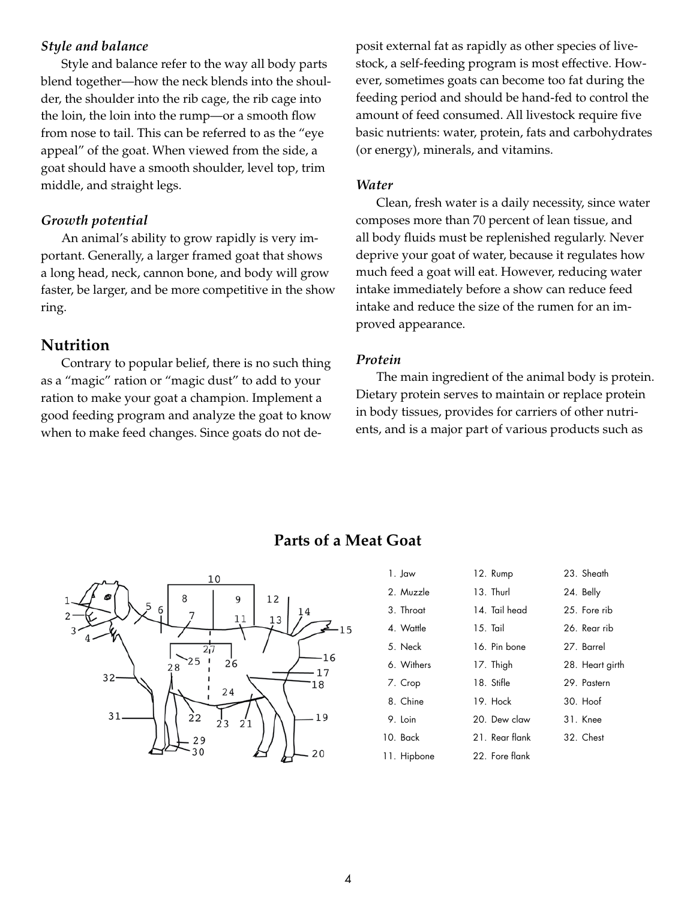### *Style and balance*

Style and balance refer to the way all body parts blend together—how the neck blends into the shoulder, the shoulder into the rib cage, the rib cage into the loin, the loin into the rump—or a smooth flow from nose to tail. This can be referred to as the "eye appeal" of the goat. When viewed from the side, a goat should have a smooth shoulder, level top, trim middle, and straight legs.

### *Growth potential*

An animal's ability to grow rapidly is very important. Generally, a larger framed goat that shows a long head, neck, cannon bone, and body will grow faster, be larger, and be more competitive in the show ring.

## Nutrition

Contrary to popular belief, there is no such thing as a "magic" ration or "magic dust" to add to your ration to make your goat a champion. Implement a good feeding program and analyze the goat to know when to make feed changes. Since goats do not deposit external fat as rapidly as other species of livestock, a self-feeding program is most effective. However, sometimes goats can become too fat during the feeding period and should be hand-fed to control the amount of feed consumed. All livestock require five basic nutrients: water, protein, fats and carbohydrates (or energy), minerals, and vitamins.

### *Water*

Clean, fresh water is a daily necessity, since water composes more than 70 percent of lean tissue, and all body fluids must be replenished regularly. Never deprive your goat of water, because it regulates how much feed a goat will eat. However, reducing water intake immediately before a show can reduce feed intake and reduce the size of the rumen for an improved appearance.

### *Protein*

The main ingredient of the animal body is protein. Dietary protein serves to maintain or replace protein in body tissues, provides for carriers of other nutrients, and is a major part of various products such as

## Parts of a Meat Goat

1. Jaw
2. Muzzle
3. Throat
4. Wattle
5. Neck
6. Withers
7. Crop
8. Chine
9. Loin
10. Back
11. Hipbone
12. Rump
13. Thurl
14. Tail head
15. Tail
16. Pin bone
17. Thigh
18. Stifle
19. Hock
20. Dew claw
21. Rear flank
22. Fore flank
23. Sheath
24. Belly
25. Fore rib
26. Rear rib
27. Barrel
28. Heart girth
29. Pastern
30. Hoof
31. Knee
32. Chest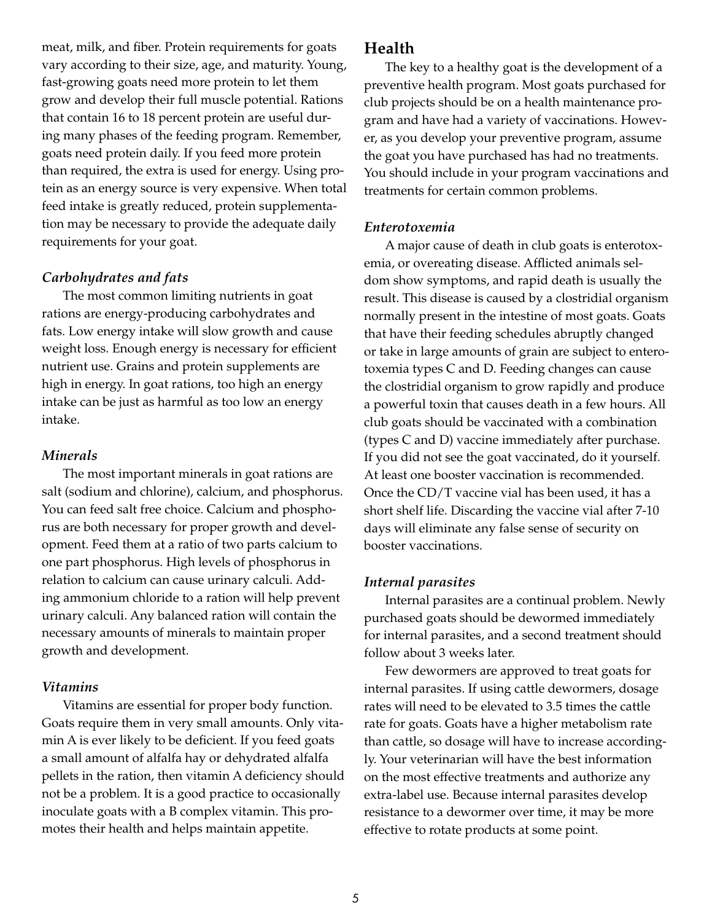meat, milk, and fiber. Protein requirements for goats vary according to their size, age, and maturity. Young, fast-growing goats need more protein to let them grow and develop their full muscle potential. Rations that contain 16 to 18 percent protein are useful during many phases of the feeding program. Remember, goats need protein daily. If you feed more protein than required, the extra is used for energy. Using protein as an energy source is very expensive. When total feed intake is greatly reduced, protein supplementation may be necessary to provide the adequate daily requirements for your goat.

### *Carbohydrates and fats*

The most common limiting nutrients in goat rations are energy-producing carbohydrates and fats. Low energy intake will slow growth and cause weight loss. Enough energy is necessary for efficient nutrient use. Grains and protein supplements are high in energy. In goat rations, too high an energy intake can be just as harmful as too low an energy intake.

### *Minerals*

The most important minerals in goat rations are salt (sodium and chlorine), calcium, and phosphorus. You can feed salt free choice. Calcium and phosphorus are both necessary for proper growth and development. Feed them at a ratio of two parts calcium to one part phosphorus. High levels of phosphorus in relation to calcium can cause urinary calculi. Adding ammonium chloride to a ration will help prevent urinary calculi. Any balanced ration will contain the necessary amounts of minerals to maintain proper growth and development.

### *Vitamins*

Vitamins are essential for proper body function. Goats require them in very small amounts. Only vitamin A is ever likely to be deficient. If you feed goats a small amount of alfalfa hay or dehydrated alfalfa pellets in the ration, then vitamin A deficiency should not be a problem. It is a good practice to occasionally inoculate goats with a B complex vitamin. This promotes their health and helps maintain appetite.

## Health

The key to a healthy goat is the development of a preventive health program. Most goats purchased for club projects should be on a health maintenance program and have had a variety of vaccinations. However, as you develop your preventive program, assume the goat you have purchased has had no treatments. You should include in your program vaccinations and treatments for certain common problems.

### *Enterotoxemia*

A major cause of death in club goats is enterotoxemia, or overeating disease. Afflicted animals seldom show symptoms, and rapid death is usually the result. This disease is caused by a clostridial organism normally present in the intestine of most goats. Goats that have their feeding schedules abruptly changed or take in large amounts of grain are subject to enterotoxemia types C and D. Feeding changes can cause the clostridial organism to grow rapidly and produce a powerful toxin that causes death in a few hours. All club goats should be vaccinated with a combination (types C and D) vaccine immediately after purchase. If you did not see the goat vaccinated, do it yourself. At least one booster vaccination is recommended. Once the CD/T vaccine vial has been used, it has a short shelf life. Discarding the vaccine vial after 7-10 days will eliminate any false sense of security on booster vaccinations.

### *Internal parasites*

Internal parasites are a continual problem. Newly purchased goats should be dewormed immediately for internal parasites, and a second treatment should follow about 3 weeks later.

Few dewormers are approved to treat goats for internal parasites. If using cattle dewormers, dosage rates will need to be elevated to 3.5 times the cattle rate for goats. Goats have a higher metabolism rate than cattle, so dosage will have to increase accordingly. Your veterinarian will have the best information on the most effective treatments and authorize any extra-label use. Because internal parasites develop resistance to a dewormer over time, it may be more effective to rotate products at some point.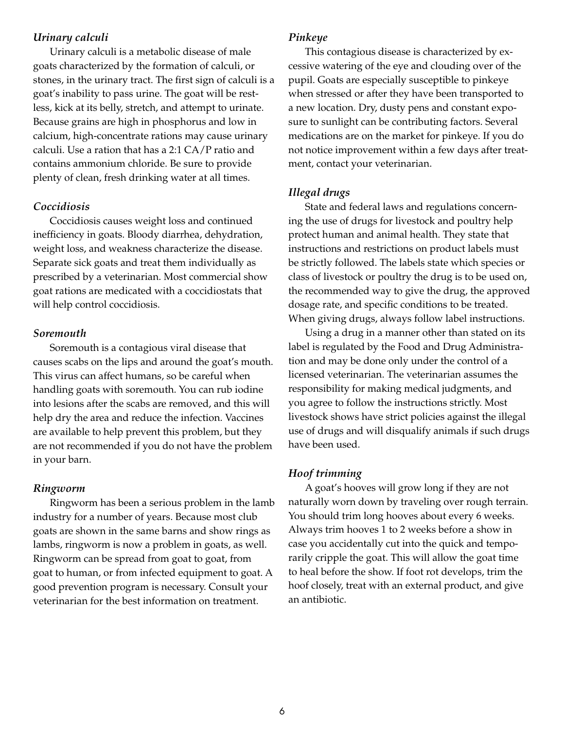### *Urinary calculi*

Urinary calculi is a metabolic disease of male goats characterized by the formation of calculi, or stones, in the urinary tract. The first sign of calculi is a goat's inability to pass urine. The goat will be restless, kick at its belly, stretch, and attempt to urinate. Because grains are high in phosphorus and low in calcium, high-concentrate rations may cause urinary calculi. Use a ration that has a 2:1 CA/P ratio and contains ammonium chloride. Be sure to provide plenty of clean, fresh drinking water at all times.

### *Coccidiosis*

Coccidiosis causes weight loss and continued inefficiency in goats. Bloody diarrhea, dehydration, weight loss, and weakness characterize the disease. Separate sick goats and treat them individually as prescribed by a veterinarian. Most commercial show goat rations are medicated with a coccidiostats that will help control coccidiosis.

### *Soremouth*

Soremouth is a contagious viral disease that causes scabs on the lips and around the goat's mouth. This virus can affect humans, so be careful when handling goats with soremouth. You can rub iodine into lesions after the scabs are removed, and this will help dry the area and reduce the infection. Vaccines are available to help prevent this problem, but they are not recommended if you do not have the problem in your barn.

### *Ringworm*

Ringworm has been a serious problem in the lamb industry for a number of years. Because most club goats are shown in the same barns and show rings as lambs, ringworm is now a problem in goats, as well. Ringworm can be spread from goat to goat, from goat to human, or from infected equipment to goat. A good prevention program is necessary. Consult your veterinarian for the best information on treatment.

### *Pinkeye*

This contagious disease is characterized by excessive watering of the eye and clouding over of the pupil. Goats are especially susceptible to pinkeye when stressed or after they have been transported to a new location. Dry, dusty pens and constant exposure to sunlight can be contributing factors. Several medications are on the market for pinkeye. If you do not notice improvement within a few days after treatment, contact your veterinarian.

### *Illegal drugs*

State and federal laws and regulations concerning the use of drugs for livestock and poultry help protect human and animal health. They state that instructions and restrictions on product labels must be strictly followed. The labels state which species or class of livestock or poultry the drug is to be used on, the recommended way to give the drug, the approved dosage rate, and specific conditions to be treated. When giving drugs, always follow label instructions.

Using a drug in a manner other than stated on its label is regulated by the Food and Drug Administration and may be done only under the control of a licensed veterinarian. The veterinarian assumes the responsibility for making medical judgments, and you agree to follow the instructions strictly. Most livestock shows have strict policies against the illegal use of drugs and will disqualify animals if such drugs have been used.

### *Hoof trimming*

A goat's hooves will grow long if they are not naturally worn down by traveling over rough terrain. You should trim long hooves about every 6 weeks. Always trim hooves 1 to 2 weeks before a show in case you accidentally cut into the quick and temporarily cripple the goat. This will allow the goat time to heal before the show. If foot rot develops, trim the hoof closely, treat with an external product, and give an antibiotic.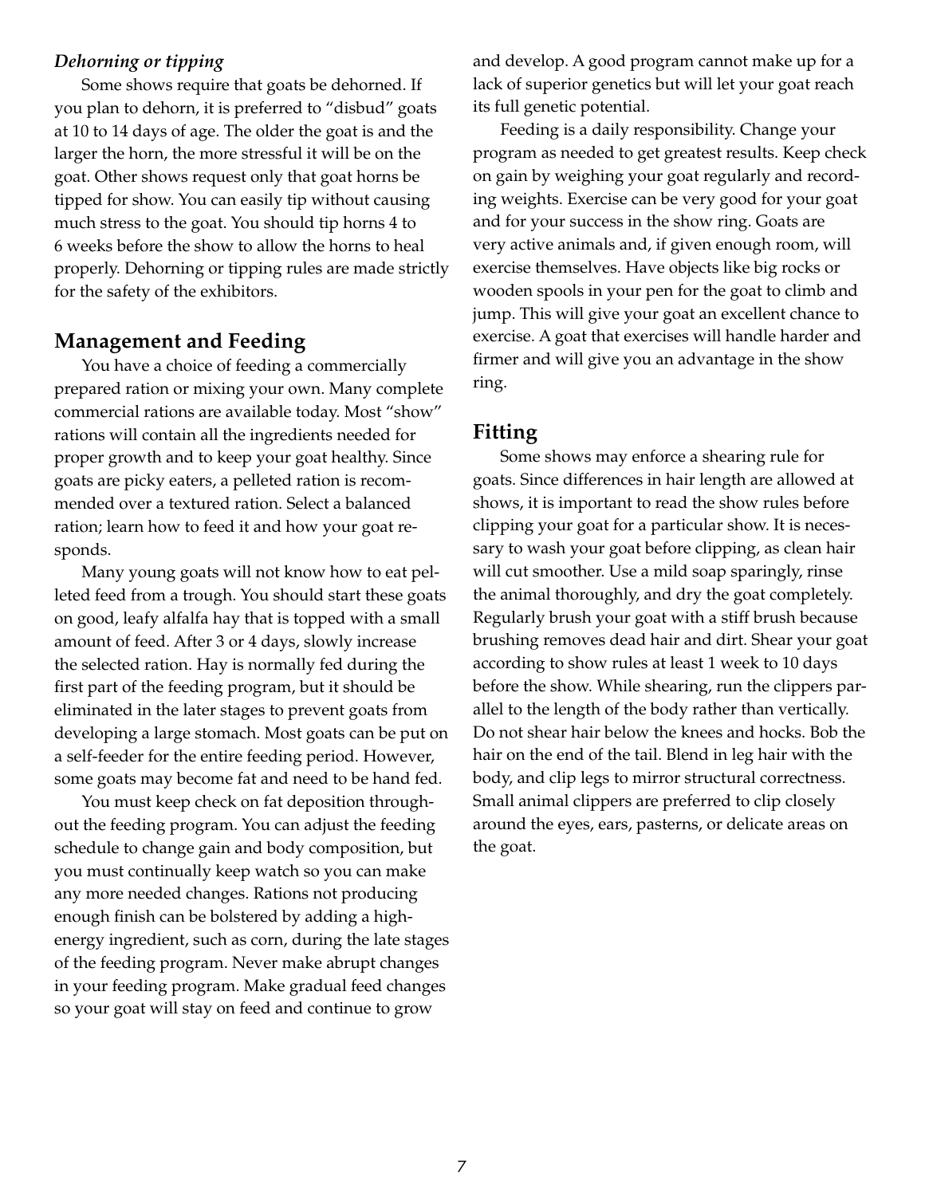*Dehorning or tipping*

Some shows require that goats be dehorned. If you plan to dehorn, it is preferred to "disbud" goats at 10 to 14 days of age. The older the goat is and the larger the horn, the more stressful it will be on the goat. Other shows request only that goat horns be tipped for show. You can easily tip without causing much stress to the goat. You should tip horns 4 to 6 weeks before the show to allow the horns to heal properly. Dehorning or tipping rules are made strictly for the safety of the exhibitors.

## Management and Feeding

You have a choice of feeding a commercially prepared ration or mixing your own. Many complete commercial rations are available today. Most "show" rations will contain all the ingredients needed for proper growth and to keep your goat healthy. Since goats are picky eaters, a pelleted ration is recommended over a textured ration. Select a balanced ration; learn how to feed it and how your goat responds.

Many young goats will not know how to eat pelleted feed from a trough. You should start these goats on good, leafy alfalfa hay that is topped with a small amount of feed. After 3 or 4 days, slowly increase the selected ration. Hay is normally fed during the first part of the feeding program, but it should be eliminated in the later stages to prevent goats from developing a large stomach. Most goats can be put on a self-feeder for the entire feeding period. However, some goats may become fat and need to be hand fed.

You must keep check on fat deposition throughout the feeding program. You can adjust the feeding schedule to change gain and body composition, but you must continually keep watch so you can make any more needed changes. Rations not producing enough finish can be bolstered by adding a high-energy ingredient, such as corn, during the late stages of the feeding program. Never make abrupt changes in your feeding program. Make gradual feed changes so your goat will stay on feed and continue to grow and develop. A good program cannot make up for a lack of superior genetics but will let your goat reach its full genetic potential.

Feeding is a daily responsibility. Change your program as needed to get greatest results. Keep check on gain by weighing your goat regularly and recording weights. Exercise can be very good for your goat and for your success in the show ring. Goats are very active animals and, if given enough room, will exercise themselves. Have objects like big rocks or wooden spools in your pen for the goat to climb and jump. This will give your goat an excellent chance to exercise. A goat that exercises will handle harder and firmer and will give you an advantage in the show ring.

## Fitting

Some shows may enforce a shearing rule for goats. Since differences in hair length are allowed at shows, it is important to read the show rules before clipping your goat for a particular show. It is necessary to wash your goat before clipping, as clean hair will cut smoother. Use a mild soap sparingly, rinse the animal thoroughly, and dry the goat completely. Regularly brush your goat with a stiff brush because brushing removes dead hair and dirt. Shear your goat according to show rules at least 1 week to 10 days before the show. While shearing, run the clippers parallel to the length of the body rather than vertically. Do not shear hair below the knees and hocks. Bob the hair on the end of the tail. Blend in leg hair with the body, and clip legs to mirror structural correctness. Small animal clippers are preferred to clip closely around the eyes, ears, pasterns, or delicate areas on the goat.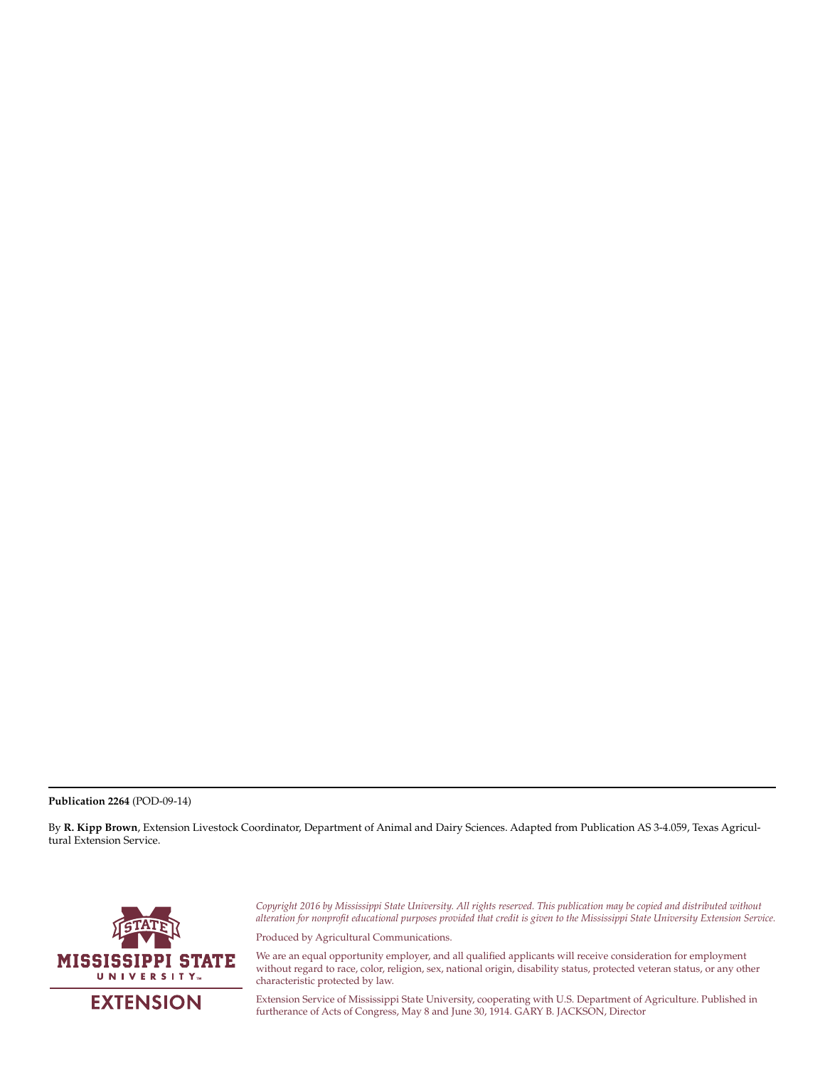**Publication 2264** (POD-09-14)

By **R. Kipp Brown**, Extension Livestock Coordinator, Department of Animal and Dairy Sciences. Adapted from Publication AS 3-4.059, Texas Agricultural Extension Service.

MISSISSIPPI STATE UNIVERSITY™ EXTENSION

*Copyright 2016 by Mississippi State University. All rights reserved. This publication may be copied and distributed without alteration for nonprofit educational purposes provided that credit is given to the Mississippi State University Extension Service.*

Produced by Agricultural Communications.

We are an equal opportunity employer, and all qualified applicants will receive consideration for employment without regard to race, color, religion, sex, national origin, disability status, protected veteran status, or any other characteristic protected by law.

Extension Service of Mississippi State University, cooperating with U.S. Department of Agriculture. Published in furtherance of Acts of Congress, May 8 and June 30, 1914. GARY B. JACKSON, Director